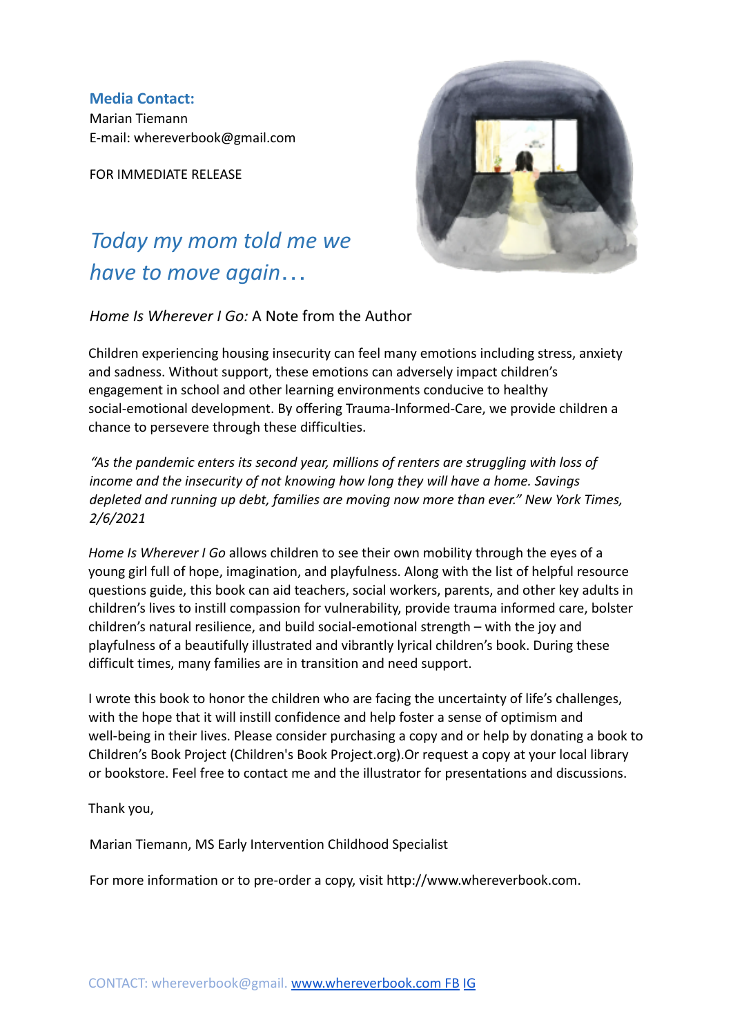**Media Contact:**
Marian Tiemann
E-mail: whereverbook@gmail.com

FOR IMMEDIATE RELEASE

## *Today my mom told me we have to move again…*

*Home Is Wherever I Go:* A Note from the Author

Children experiencing housing insecurity can feel many emotions including stress, anxiety and sadness. Without support, these emotions can adversely impact children's engagement in school and other learning environments conducive to healthy social-emotional development. By offering Trauma-Informed-Care, we provide children a chance to persevere through these difficulties.

*"As the pandemic enters its second year, millions of renters are struggling with loss of income and the insecurity of not knowing how long they will have a home. Savings depleted and running up debt, families are moving now more than ever." New York Times, 2/6/2021*

*Home Is Wherever I Go* allows children to see their own mobility through the eyes of a young girl full of hope, imagination, and playfulness. Along with the list of helpful resource questions guide, this book can aid teachers, social workers, parents, and other key adults in children's lives to instill compassion for vulnerability, provide trauma informed care, bolster children's natural resilience, and build social-emotional strength – with the joy and playfulness of a beautifully illustrated and vibrantly lyrical children's book. During these difficult times, many families are in transition and need support.

I wrote this book to honor the children who are facing the uncertainty of life's challenges, with the hope that it will instill confidence and help foster a sense of optimism and well-being in their lives. Please consider purchasing a copy and or help by donating a book to Children's Book Project (Children's Book Project.org).Or request a copy at your local library or bookstore. Feel free to contact me and the illustrator for presentations and discussions.

Thank you,

Marian Tiemann, MS Early Intervention Childhood Specialist

For more information or to pre-order a copy, visit http://www.whereverbook.com.

CONTACT: whereverbook@gmail. www.whereverbook.com FB IG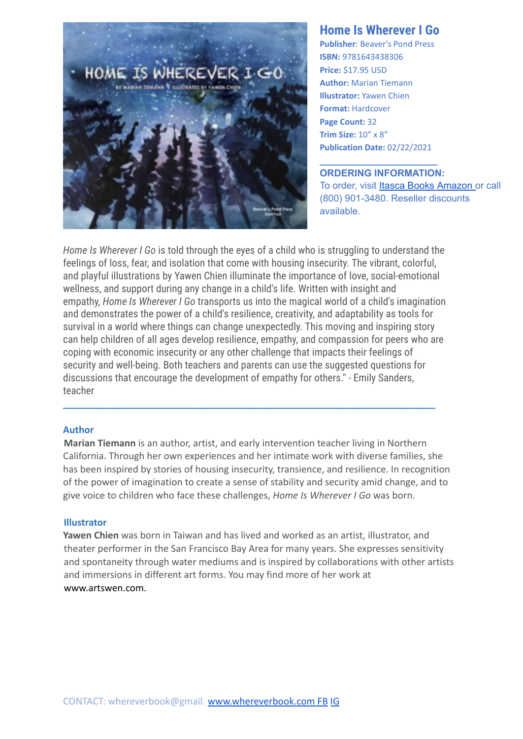## Home Is Wherever I Go

**Publisher**: Beaver's Pond Press
**ISBN:** 9781643438306
**Price:** $17.95 USD
**Author:** Marian Tiemann
**Illustrator:** Yawen Chien
**Format:** Hardcover
**Page Count:** 32
**Trim Size:** 10" x 8"
**Publication Date:** 02/22/2021

---

**ORDERING INFORMATION:**
To order, visit Itasca Books Amazon or call (800) 901-3480. Reseller discounts available.

*Home Is Wherever I Go* is told through the eyes of a child who is struggling to understand the feelings of loss, fear, and isolation that come with housing insecurity. The vibrant, colorful, and playful illustrations by Yawen Chien illuminate the importance of love, social-emotional wellness, and support during any change in a child's life. Written with insight and empathy, *Home Is Wherever I Go* transports us into the magical world of a child's imagination and demonstrates the power of a child's resilience, creativity, and adaptability as tools for survival in a world where things can change unexpectedly. This moving and inspiring story can help children of all ages develop resilience, empathy, and compassion for peers who are coping with economic insecurity or any other challenge that impacts their feelings of security and well-being. Both teachers and parents can use the suggested questions for discussions that encourage the development of empathy for others." - Emily Sanders, teacher

---

### Author

**Marian Tiemann** is an author, artist, and early intervention teacher living in Northern California. Through her own experiences and her intimate work with diverse families, she has been inspired by stories of housing insecurity, transience, and resilience. In recognition of the power of imagination to create a sense of stability and security amid change, and to give voice to children who face these challenges, *Home Is Wherever I Go* was born.

### Illustrator

**Yawen Chien** was born in Taiwan and has lived and worked as an artist, illustrator, and theater performer in the San Francisco Bay Area for many years. She expresses sensitivity and spontaneity through water mediums and is inspired by collaborations with other artists and immersions in different art forms. You may find more of her work at www.artswen.com.

CONTACT: whereverbook@gmail. www.whereverbook.com FB IG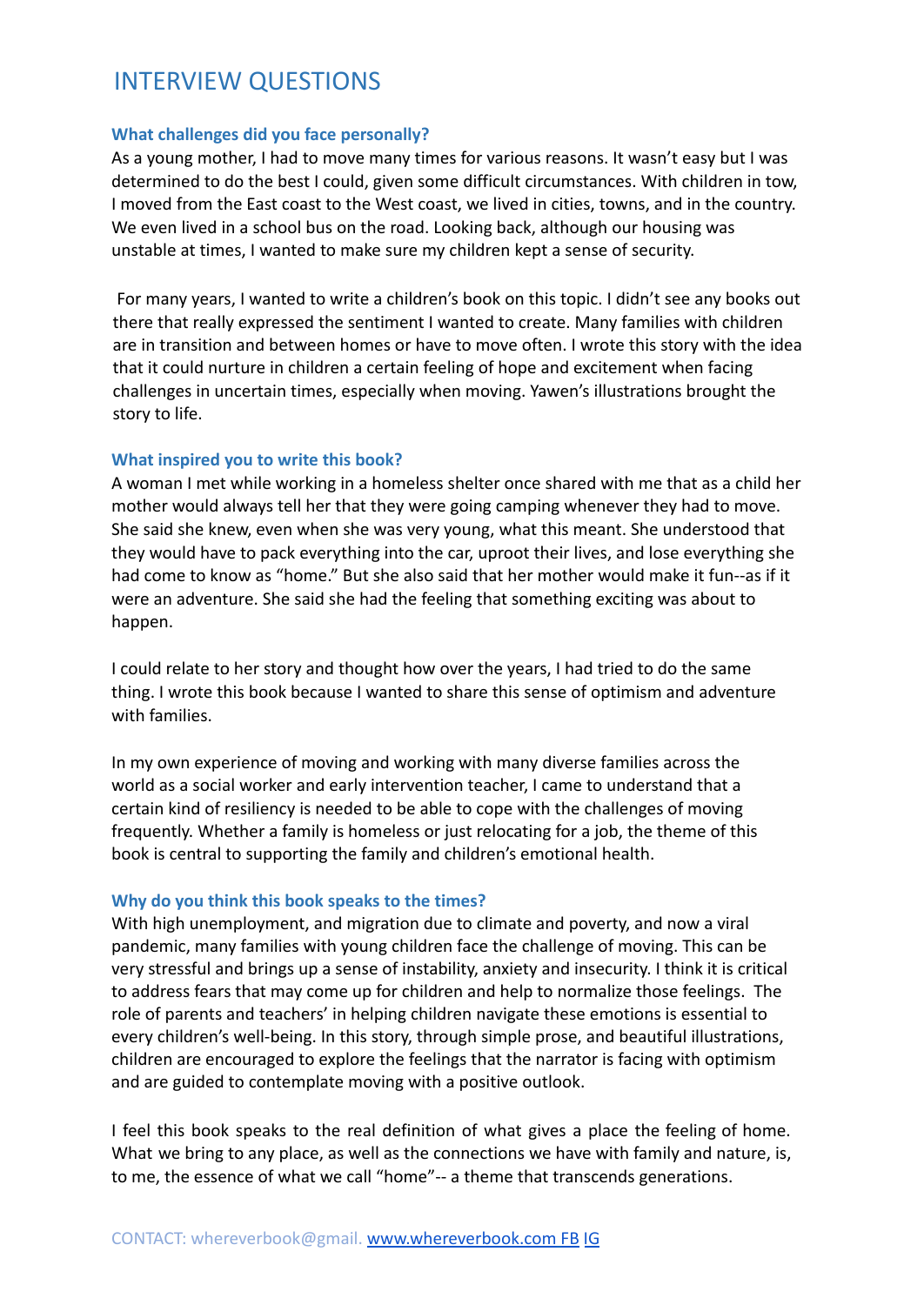# INTERVIEW QUESTIONS

### What challenges did you face personally?

As a young mother, I had to move many times for various reasons. It wasn't easy but I was determined to do the best I could, given some difficult circumstances. With children in tow, I moved from the East coast to the West coast, we lived in cities, towns, and in the country. We even lived in a school bus on the road. Looking back, although our housing was unstable at times, I wanted to make sure my children kept a sense of security.

For many years, I wanted to write a children's book on this topic. I didn't see any books out there that really expressed the sentiment I wanted to create. Many families with children are in transition and between homes or have to move often. I wrote this story with the idea that it could nurture in children a certain feeling of hope and excitement when facing challenges in uncertain times, especially when moving. Yawen's illustrations brought the story to life.

### What inspired you to write this book?

A woman I met while working in a homeless shelter once shared with me that as a child her mother would always tell her that they were going camping whenever they had to move. She said she knew, even when she was very young, what this meant. She understood that they would have to pack everything into the car, uproot their lives, and lose everything she had come to know as "home." But she also said that her mother would make it fun--as if it were an adventure. She said she had the feeling that something exciting was about to happen.

I could relate to her story and thought how over the years, I had tried to do the same thing. I wrote this book because I wanted to share this sense of optimism and adventure with families.

In my own experience of moving and working with many diverse families across the world as a social worker and early intervention teacher, I came to understand that a certain kind of resiliency is needed to be able to cope with the challenges of moving frequently. Whether a family is homeless or just relocating for a job, the theme of this book is central to supporting the family and children's emotional health.

### Why do you think this book speaks to the times?

With high unemployment, and migration due to climate and poverty, and now a viral pandemic, many families with young children face the challenge of moving. This can be very stressful and brings up a sense of instability, anxiety and insecurity. I think it is critical to address fears that may come up for children and help to normalize those feelings. The role of parents and teachers' in helping children navigate these emotions is essential to every children's well-being. In this story, through simple prose, and beautiful illustrations, children are encouraged to explore the feelings that the narrator is facing with optimism and are guided to contemplate moving with a positive outlook.

I feel this book speaks to the real definition of what gives a place the feeling of home. What we bring to any place, as well as the connections we have with family and nature, is, to me, the essence of what we call "home"-- a theme that transcends generations.

CONTACT: whereverbook@gmail. www.whereverbook.com FB IG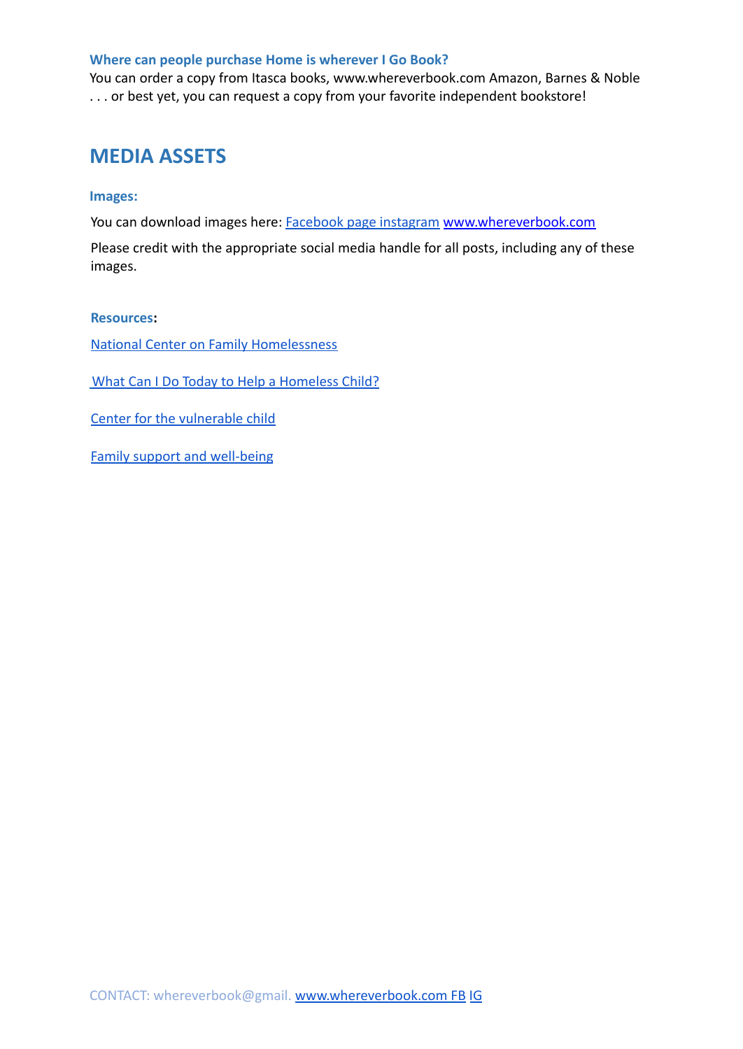### Where can people purchase Home is wherever I Go Book?

You can order a copy from Itasca books, www.whereverbook.com Amazon, Barnes & Noble . . . or best yet, you can request a copy from your favorite independent bookstore!

## MEDIA ASSETS

### Images:

You can download images here: Facebook page instagram www.whereverbook.com

Please credit with the appropriate social media handle for all posts, including any of these images.

### Resources:

National Center on Family Homelessness

What Can I Do Today to Help a Homeless Child?

Center for the vulnerable child

Family support and well-being

CONTACT: whereverbook@gmail. www.whereverbook.com FB IG